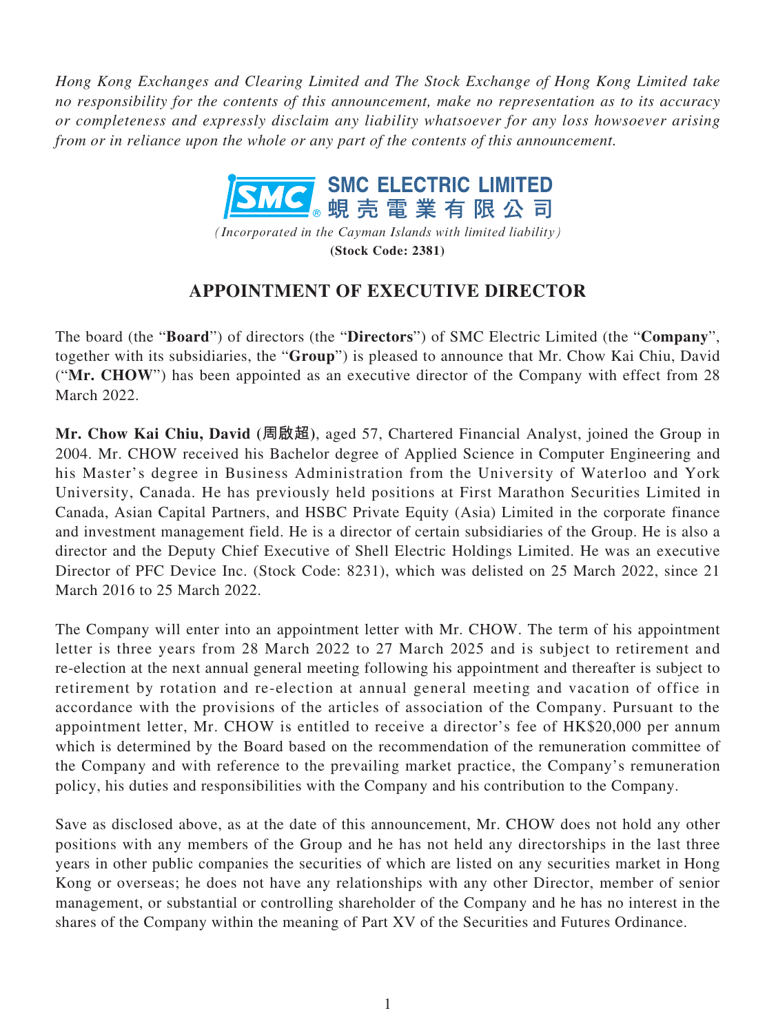*Hong Kong Exchanges and Clearing Limited and The Stock Exchange of Hong Kong Limited take no responsibility for the contents of this announcement, make no representation as to its accuracy or completeness and expressly disclaim any liability whatsoever for any loss howsoever arising from or in reliance upon the whole or any part of the contents of this announcement.*

**SMC ELECTRIC LIMITED**
**蜆壳電業有限公司**

*(Incorporated in the Cayman Islands with limited liability)*
**(Stock Code: 2381)**

# APPOINTMENT OF EXECUTIVE DIRECTOR

The board (the "**Board**") of directors (the "**Directors**") of SMC Electric Limited (the "**Company**", together with its subsidiaries, the "**Group**") is pleased to announce that Mr. Chow Kai Chiu, David ("**Mr. CHOW**") has been appointed as an executive director of the Company with effect from 28 March 2022.

**Mr. Chow Kai Chiu, David (周啟超)**, aged 57, Chartered Financial Analyst, joined the Group in 2004. Mr. CHOW received his Bachelor degree of Applied Science in Computer Engineering and his Master's degree in Business Administration from the University of Waterloo and York University, Canada. He has previously held positions at First Marathon Securities Limited in Canada, Asian Capital Partners, and HSBC Private Equity (Asia) Limited in the corporate finance and investment management field. He is a director of certain subsidiaries of the Group. He is also a director and the Deputy Chief Executive of Shell Electric Holdings Limited. He was an executive Director of PFC Device Inc. (Stock Code: 8231), which was delisted on 25 March 2022, since 21 March 2016 to 25 March 2022.

The Company will enter into an appointment letter with Mr. CHOW. The term of his appointment letter is three years from 28 March 2022 to 27 March 2025 and is subject to retirement and re-election at the next annual general meeting following his appointment and thereafter is subject to retirement by rotation and re-election at annual general meeting and vacation of office in accordance with the provisions of the articles of association of the Company. Pursuant to the appointment letter, Mr. CHOW is entitled to receive a director's fee of HK$20,000 per annum which is determined by the Board based on the recommendation of the remuneration committee of the Company and with reference to the prevailing market practice, the Company's remuneration policy, his duties and responsibilities with the Company and his contribution to the Company.

Save as disclosed above, as at the date of this announcement, Mr. CHOW does not hold any other positions with any members of the Group and he has not held any directorships in the last three years in other public companies the securities of which are listed on any securities market in Hong Kong or overseas; he does not have any relationships with any other Director, member of senior management, or substantial or controlling shareholder of the Company and he has no interest in the shares of the Company within the meaning of Part XV of the Securities and Futures Ordinance.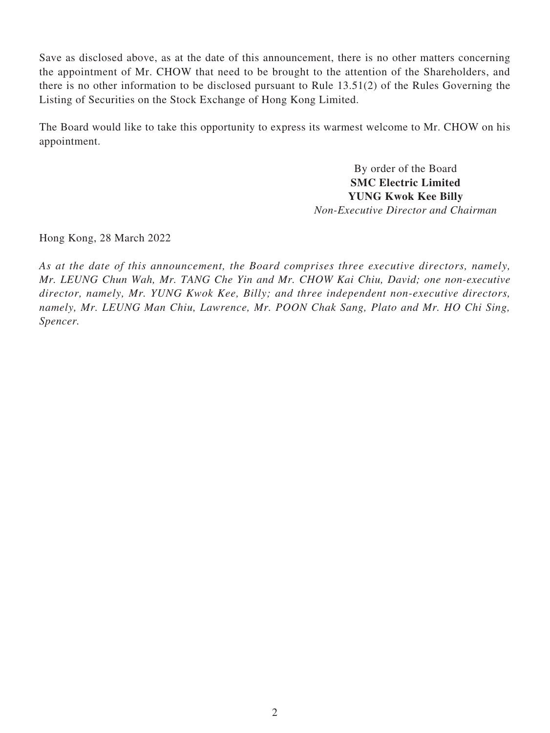Save as disclosed above, as at the date of this announcement, there is no other matters concerning the appointment of Mr. CHOW that need to be brought to the attention of the Shareholders, and there is no other information to be disclosed pursuant to Rule 13.51(2) of the Rules Governing the Listing of Securities on the Stock Exchange of Hong Kong Limited.

The Board would like to take this opportunity to express its warmest welcome to Mr. CHOW on his appointment.

By order of the Board
**SMC Electric Limited**
**YUNG Kwok Kee Billy**
*Non-Executive Director and Chairman*

Hong Kong, 28 March 2022

*As at the date of this announcement, the Board comprises three executive directors, namely, Mr. LEUNG Chun Wah, Mr. TANG Che Yin and Mr. CHOW Kai Chiu, David; one non-executive director, namely, Mr. YUNG Kwok Kee, Billy; and three independent non-executive directors, namely, Mr. LEUNG Man Chiu, Lawrence, Mr. POON Chak Sang, Plato and Mr. HO Chi Sing, Spencer.*